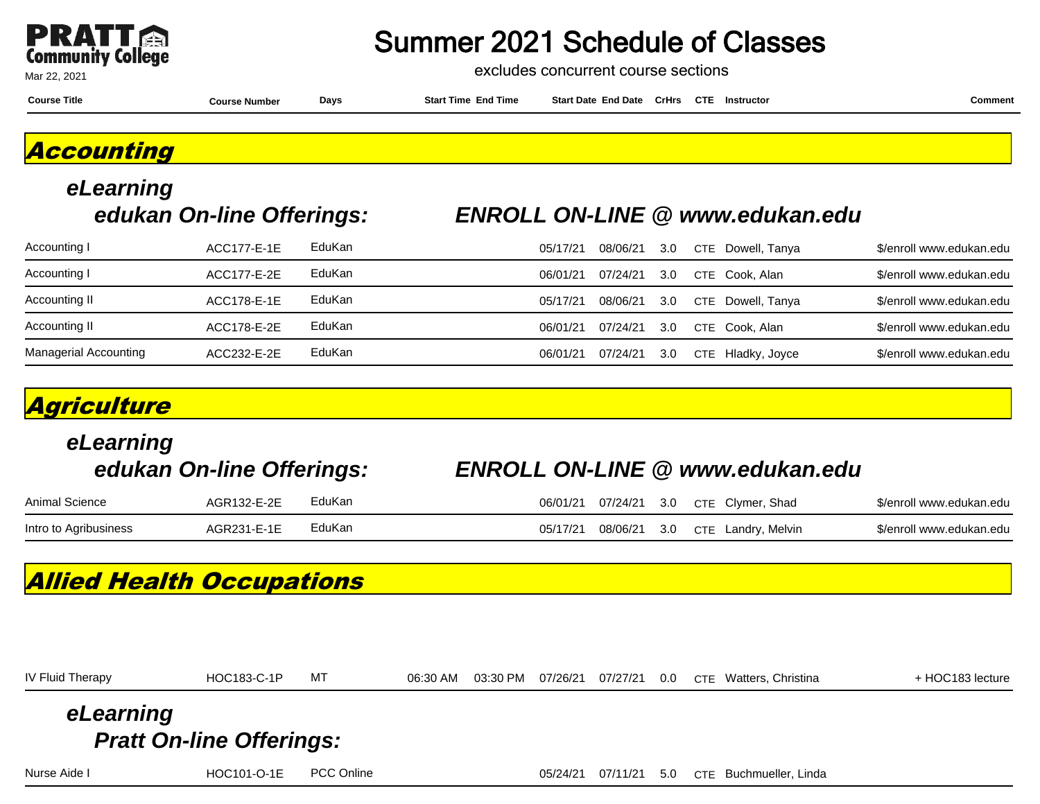PRATT Community College

Mar 22, 2021

# Summer 2021 Schedule of Classes

excludes concurrent course sections

## Accounting

### *eLearning*

### *edukan On-line Offerings:* *ENROLL ON-LINE @ www.edukan.edu*

| Course Title | Course Number | Days | Start Time | End Time | Start Date | End Date | CrHrs | CTE | Instructor | Comment |
|---|---|---|---|---|---|---|---|---|---|---|
| Accounting I | ACC177-E-1E | EduKan | | | 05/17/21 | 08/06/21 | 3.0 | CTE | Dowell, Tanya | $/enroll www.edukan.edu |
| Accounting I | ACC177-E-2E | EduKan | | | 06/01/21 | 07/24/21 | 3.0 | CTE | Cook, Alan | $/enroll www.edukan.edu |
| Accounting II | ACC178-E-1E | EduKan | | | 05/17/21 | 08/06/21 | 3.0 | CTE | Dowell, Tanya | $/enroll www.edukan.edu |
| Accounting II | ACC178-E-2E | EduKan | | | 06/01/21 | 07/24/21 | 3.0 | CTE | Cook, Alan | $/enroll www.edukan.edu |
| Managerial Accounting | ACC232-E-2E | EduKan | | | 06/01/21 | 07/24/21 | 3.0 | CTE | Hladky, Joyce | $/enroll www.edukan.edu |

## Agriculture

### *eLearning*

### *edukan On-line Offerings:* *ENROLL ON-LINE @ www.edukan.edu*

| Course Title | Course Number | Days | Start Time | End Time | Start Date | End Date | CrHrs | CTE | Instructor | Comment |
|---|---|---|---|---|---|---|---|---|---|---|
| Animal Science | AGR132-E-2E | EduKan | | | 06/01/21 | 07/24/21 | 3.0 | CTE | Clymer, Shad | $/enroll www.edukan.edu |
| Intro to Agribusiness | AGR231-E-1E | EduKan | | | 05/17/21 | 08/06/21 | 3.0 | CTE | Landry, Melvin | $/enroll www.edukan.edu |

## Allied Health Occupations

| Course Title | Course Number | Days | Start Time | End Time | Start Date | End Date | CrHrs | CTE | Instructor | Comment |
|---|---|---|---|---|---|---|---|---|---|---|
| IV Fluid Therapy | HOC183-C-1P | MT | 06:30 AM | 03:30 PM | 07/26/21 | 07/27/21 | 0.0 | CTE | Watters, Christina | + HOC183 lecture |

### *eLearning*

### *Pratt On-line Offerings:*

| Course Title | Course Number | Days | Start Time | End Time | Start Date | End Date | CrHrs | CTE | Instructor | Comment |
|---|---|---|---|---|---|---|---|---|---|---|
| Nurse Aide I | HOC101-O-1E | PCC Online | | | 05/24/21 | 07/11/21 | 5.0 | CTE | Buchmueller, Linda | |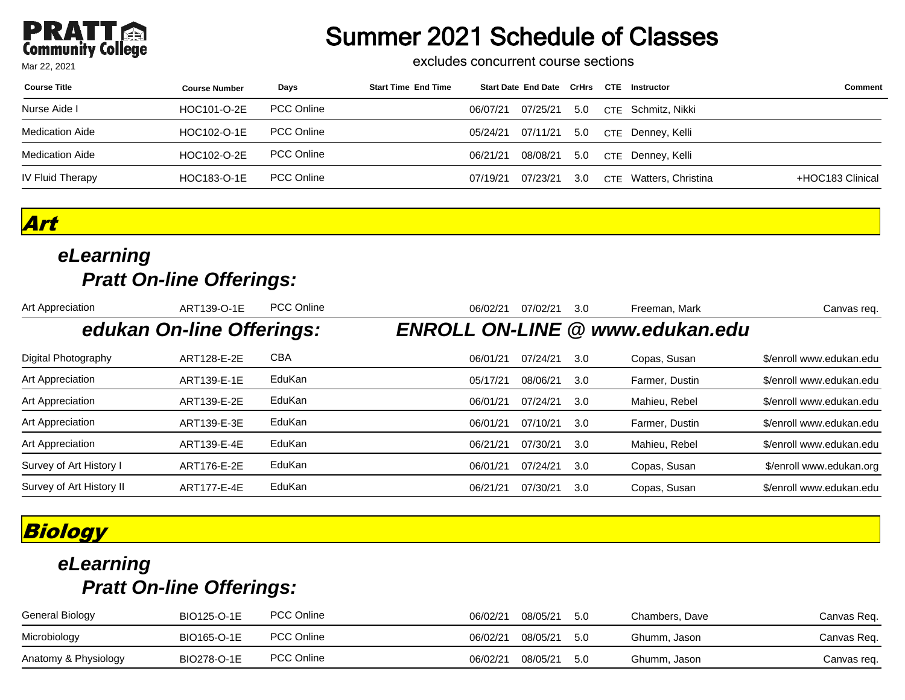# Summer 2021 Schedule of Classes

excludes concurrent course sections

Mar 22, 2021

| Course Title | Course Number | Days | Start Time | End Time | Start Date | End Date | CrHrs | CTE | Instructor | Comment |
|---|---|---|---|---|---|---|---|---|---|---|
| Nurse Aide I | HOC101-O-2E | PCC Online | | | 06/07/21 | 07/25/21 | 5.0 | CTE | Schmitz, Nikki | |
| Medication Aide | HOC102-O-1E | PCC Online | | | 05/24/21 | 07/11/21 | 5.0 | CTE | Denney, Kelli | |
| Medication Aide | HOC102-O-2E | PCC Online | | | 06/21/21 | 08/08/21 | 5.0 | CTE | Denney, Kelli | |
| IV Fluid Therapy | HOC183-O-1E | PCC Online | | | 07/19/21 | 07/23/21 | 3.0 | CTE | Watters, Christina | +HOC183 Clinical |

## *Art*

### *eLearning*

#### *Pratt On-line Offerings:*

| Course Title | Course Number | Days | Start Time | End Time | Start Date | End Date | CrHrs | CTE | Instructor | Comment |
|---|---|---|---|---|---|---|---|---|---|---|
| Art Appreciation | ART139-O-1E | PCC Online | | | 06/02/21 | 07/02/21 | 3.0 | | Freeman, Mark | Canvas req. |

#### *edukan On-line Offerings:* *ENROLL ON-LINE @ www.edukan.edu*

| Course Title | Course Number | Days | Start Time | End Time | Start Date | End Date | CrHrs | CTE | Instructor | Comment |
|---|---|---|---|---|---|---|---|---|---|---|
| Digital Photography | ART128-E-2E | CBA | | | 06/01/21 | 07/24/21 | 3.0 | | Copas, Susan | $/enroll www.edukan.edu |
| Art Appreciation | ART139-E-1E | EduKan | | | 05/17/21 | 08/06/21 | 3.0 | | Farmer, Dustin | $/enroll www.edukan.edu |
| Art Appreciation | ART139-E-2E | EduKan | | | 06/01/21 | 07/24/21 | 3.0 | | Mahieu, Rebel | $/enroll www.edukan.edu |
| Art Appreciation | ART139-E-3E | EduKan | | | 06/01/21 | 07/10/21 | 3.0 | | Farmer, Dustin | $/enroll www.edukan.edu |
| Art Appreciation | ART139-E-4E | EduKan | | | 06/21/21 | 07/30/21 | 3.0 | | Mahieu, Rebel | $/enroll www.edukan.edu |
| Survey of Art History I | ART176-E-2E | EduKan | | | 06/01/21 | 07/24/21 | 3.0 | | Copas, Susan | $/enroll www.edukan.org |
| Survey of Art History II | ART177-E-4E | EduKan | | | 06/21/21 | 07/30/21 | 3.0 | | Copas, Susan | $/enroll www.edukan.edu |

## *Biology*

### *eLearning*

#### *Pratt On-line Offerings:*

| Course Title | Course Number | Days | Start Time | End Time | Start Date | End Date | CrHrs | CTE | Instructor | Comment |
|---|---|---|---|---|---|---|---|---|---|---|
| General Biology | BIO125-O-1E | PCC Online | | | 06/02/21 | 08/05/21 | 5.0 | | Chambers, Dave | Canvas Req. |
| Microbiology | BIO165-O-1E | PCC Online | | | 06/02/21 | 08/05/21 | 5.0 | | Ghumm, Jason | Canvas Req. |
| Anatomy & Physiology | BIO278-O-1E | PCC Online | | | 06/02/21 | 08/05/21 | 5.0 | | Ghumm, Jason | Canvas req. |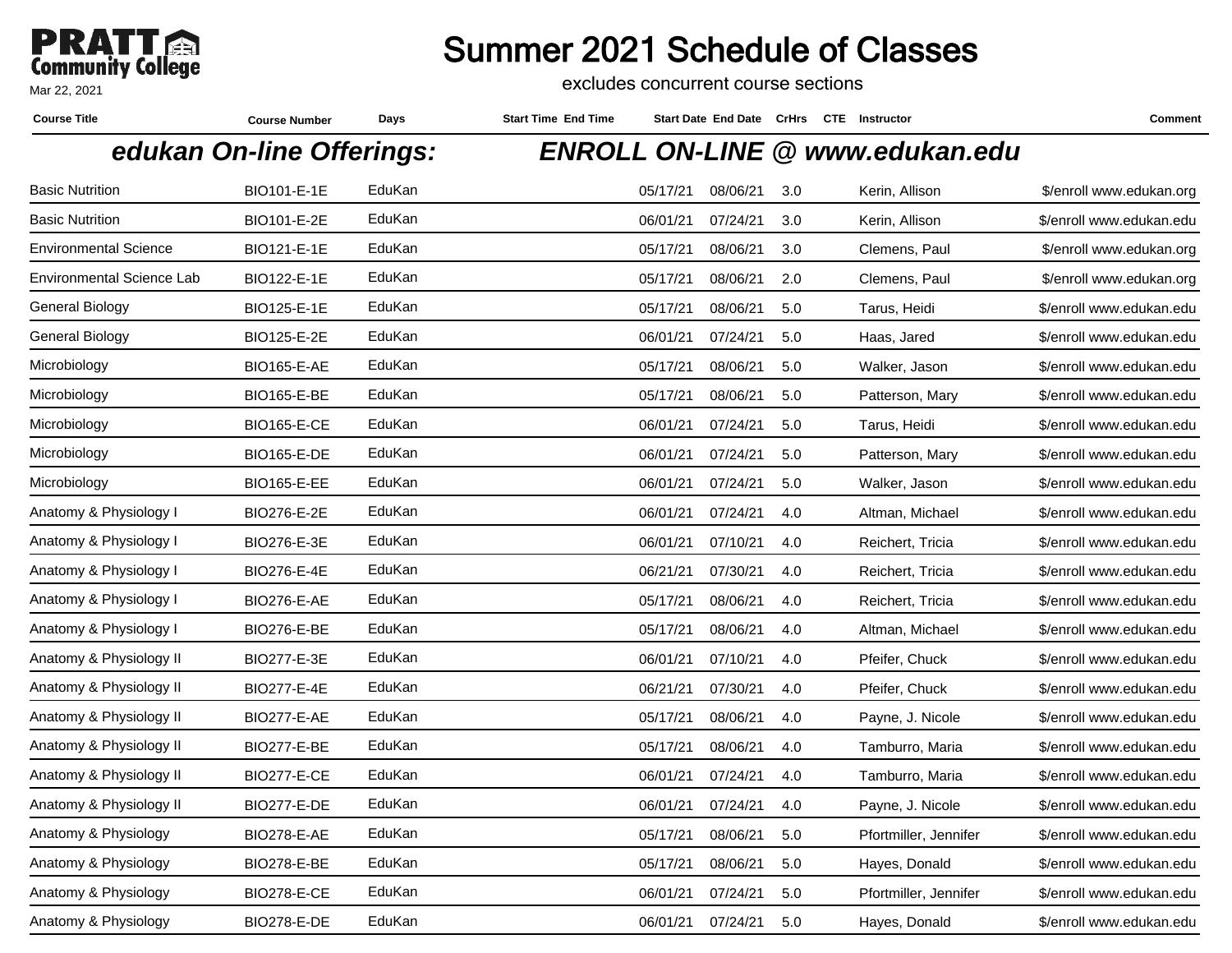# Summer 2021 Schedule of Classes

excludes concurrent course sections

Mar 22, 2021

| Course Title | Course Number | Days | Start Time | End Time | Start Date | End Date | CrHrs | CTE | Instructor | Comment |
|---|---|---|---|---|---|---|---|---|---|---|
| ***edukan On-line Offerings:*** | | | ***ENROLL ON-LINE @ www.edukan.edu*** | | | | | | | |
| Basic Nutrition | BIO101-E-1E | EduKan | | | 05/17/21 | 08/06/21 | 3.0 | | Kerin, Allison | $/enroll www.edukan.org |
| Basic Nutrition | BIO101-E-2E | EduKan | | | 06/01/21 | 07/24/21 | 3.0 | | Kerin, Allison | $/enroll www.edukan.edu |
| Environmental Science | BIO121-E-1E | EduKan | | | 05/17/21 | 08/06/21 | 3.0 | | Clemens, Paul | $/enroll www.edukan.org |
| Environmental Science Lab | BIO122-E-1E | EduKan | | | 05/17/21 | 08/06/21 | 2.0 | | Clemens, Paul | $/enroll www.edukan.org |
| General Biology | BIO125-E-1E | EduKan | | | 05/17/21 | 08/06/21 | 5.0 | | Tarus, Heidi | $/enroll www.edukan.edu |
| General Biology | BIO125-E-2E | EduKan | | | 06/01/21 | 07/24/21 | 5.0 | | Haas, Jared | $/enroll www.edukan.edu |
| Microbiology | BIO165-E-AE | EduKan | | | 05/17/21 | 08/06/21 | 5.0 | | Walker, Jason | $/enroll www.edukan.edu |
| Microbiology | BIO165-E-BE | EduKan | | | 05/17/21 | 08/06/21 | 5.0 | | Patterson, Mary | $/enroll www.edukan.edu |
| Microbiology | BIO165-E-CE | EduKan | | | 06/01/21 | 07/24/21 | 5.0 | | Tarus, Heidi | $/enroll www.edukan.edu |
| Microbiology | BIO165-E-DE | EduKan | | | 06/01/21 | 07/24/21 | 5.0 | | Patterson, Mary | $/enroll www.edukan.edu |
| Microbiology | BIO165-E-EE | EduKan | | | 06/01/21 | 07/24/21 | 5.0 | | Walker, Jason | $/enroll www.edukan.edu |
| Anatomy & Physiology I | BIO276-E-2E | EduKan | | | 06/01/21 | 07/24/21 | 4.0 | | Altman, Michael | $/enroll www.edukan.edu |
| Anatomy & Physiology I | BIO276-E-3E | EduKan | | | 06/01/21 | 07/10/21 | 4.0 | | Reichert, Tricia | $/enroll www.edukan.edu |
| Anatomy & Physiology I | BIO276-E-4E | EduKan | | | 06/21/21 | 07/30/21 | 4.0 | | Reichert, Tricia | $/enroll www.edukan.edu |
| Anatomy & Physiology I | BIO276-E-AE | EduKan | | | 05/17/21 | 08/06/21 | 4.0 | | Reichert, Tricia | $/enroll www.edukan.edu |
| Anatomy & Physiology I | BIO276-E-BE | EduKan | | | 05/17/21 | 08/06/21 | 4.0 | | Altman, Michael | $/enroll www.edukan.edu |
| Anatomy & Physiology II | BIO277-E-3E | EduKan | | | 06/01/21 | 07/10/21 | 4.0 | | Pfeifer, Chuck | $/enroll www.edukan.edu |
| Anatomy & Physiology II | BIO277-E-4E | EduKan | | | 06/21/21 | 07/30/21 | 4.0 | | Pfeifer, Chuck | $/enroll www.edukan.edu |
| Anatomy & Physiology II | BIO277-E-AE | EduKan | | | 05/17/21 | 08/06/21 | 4.0 | | Payne, J. Nicole | $/enroll www.edukan.edu |
| Anatomy & Physiology II | BIO277-E-BE | EduKan | | | 05/17/21 | 08/06/21 | 4.0 | | Tamburro, Maria | $/enroll www.edukan.edu |
| Anatomy & Physiology II | BIO277-E-CE | EduKan | | | 06/01/21 | 07/24/21 | 4.0 | | Tamburro, Maria | $/enroll www.edukan.edu |
| Anatomy & Physiology II | BIO277-E-DE | EduKan | | | 06/01/21 | 07/24/21 | 4.0 | | Payne, J. Nicole | $/enroll www.edukan.edu |
| Anatomy & Physiology | BIO278-E-AE | EduKan | | | 05/17/21 | 08/06/21 | 5.0 | | Pfortmiller, Jennifer | $/enroll www.edukan.edu |
| Anatomy & Physiology | BIO278-E-BE | EduKan | | | 05/17/21 | 08/06/21 | 5.0 | | Hayes, Donald | $/enroll www.edukan.edu |
| Anatomy & Physiology | BIO278-E-CE | EduKan | | | 06/01/21 | 07/24/21 | 5.0 | | Pfortmiller, Jennifer | $/enroll www.edukan.edu |
| Anatomy & Physiology | BIO278-E-DE | EduKan | | | 06/01/21 | 07/24/21 | 5.0 | | Hayes, Donald | $/enroll www.edukan.edu |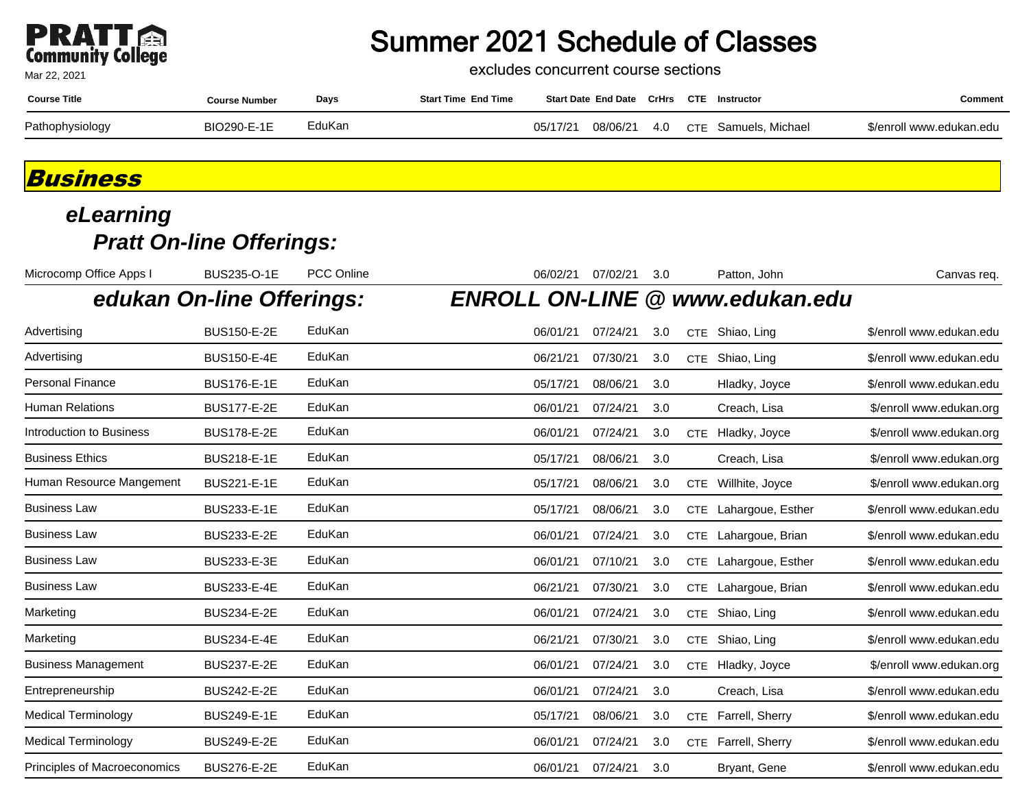# Summer 2021 Schedule of Classes

excludes concurrent course sections

Mar 22, 2021

| Course Title | Course Number | Days | Start Time | End Time | Start Date | End Date | CrHrs | CTE | Instructor | Comment |
|---|---|---|---|---|---|---|---|---|---|---|
| Pathophysiology | BIO290-E-1E | EduKan | | | 05/17/21 | 08/06/21 | 4.0 | CTE | Samuels, Michael | $/enroll www.edukan.edu |

## *Business*

### *eLearning*

#### *Pratt On-line Offerings:*

| Course Title | Course Number | Days | Start Time | End Time | Start Date | End Date | CrHrs | CTE | Instructor | Comment |
|---|---|---|---|---|---|---|---|---|---|---|
| Microcomp Office Apps I | BUS235-O-1E | PCC Online | | | 06/02/21 | 07/02/21 | 3.0 | | Patton, John | Canvas req. |

#### *edukan On-line Offerings: ENROLL ON-LINE @ www.edukan.edu*

| Course Title | Course Number | Days | Start Time | End Time | Start Date | End Date | CrHrs | CTE | Instructor | Comment |
|---|---|---|---|---|---|---|---|---|---|---|
| Advertising | BUS150-E-2E | EduKan | | | 06/01/21 | 07/24/21 | 3.0 | CTE | Shiao, Ling | $/enroll www.edukan.edu |
| Advertising | BUS150-E-4E | EduKan | | | 06/21/21 | 07/30/21 | 3.0 | CTE | Shiao, Ling | $/enroll www.edukan.edu |
| Personal Finance | BUS176-E-1E | EduKan | | | 05/17/21 | 08/06/21 | 3.0 | | Hladky, Joyce | $/enroll www.edukan.edu |
| Human Relations | BUS177-E-2E | EduKan | | | 06/01/21 | 07/24/21 | 3.0 | | Creach, Lisa | $/enroll www.edukan.org |
| Introduction to Business | BUS178-E-2E | EduKan | | | 06/01/21 | 07/24/21 | 3.0 | CTE | Hladky, Joyce | $/enroll www.edukan.org |
| Business Ethics | BUS218-E-1E | EduKan | | | 05/17/21 | 08/06/21 | 3.0 | | Creach, Lisa | $/enroll www.edukan.org |
| Human Resource Mangement | BUS221-E-1E | EduKan | | | 05/17/21 | 08/06/21 | 3.0 | CTE | Willhite, Joyce | $/enroll www.edukan.org |
| Business Law | BUS233-E-1E | EduKan | | | 05/17/21 | 08/06/21 | 3.0 | CTE | Lahargoue, Esther | $/enroll www.edukan.edu |
| Business Law | BUS233-E-2E | EduKan | | | 06/01/21 | 07/24/21 | 3.0 | CTE | Lahargoue, Brian | $/enroll www.edukan.edu |
| Business Law | BUS233-E-3E | EduKan | | | 06/01/21 | 07/10/21 | 3.0 | CTE | Lahargoue, Esther | $/enroll www.edukan.edu |
| Business Law | BUS233-E-4E | EduKan | | | 06/21/21 | 07/30/21 | 3.0 | CTE | Lahargoue, Brian | $/enroll www.edukan.edu |
| Marketing | BUS234-E-2E | EduKan | | | 06/01/21 | 07/24/21 | 3.0 | CTE | Shiao, Ling | $/enroll www.edukan.edu |
| Marketing | BUS234-E-4E | EduKan | | | 06/21/21 | 07/30/21 | 3.0 | CTE | Shiao, Ling | $/enroll www.edukan.edu |
| Business Management | BUS237-E-2E | EduKan | | | 06/01/21 | 07/24/21 | 3.0 | CTE | Hladky, Joyce | $/enroll www.edukan.org |
| Entrepreneurship | BUS242-E-2E | EduKan | | | 06/01/21 | 07/24/21 | 3.0 | | Creach, Lisa | $/enroll www.edukan.edu |
| Medical Terminology | BUS249-E-1E | EduKan | | | 05/17/21 | 08/06/21 | 3.0 | CTE | Farrell, Sherry | $/enroll www.edukan.edu |
| Medical Terminology | BUS249-E-2E | EduKan | | | 06/01/21 | 07/24/21 | 3.0 | CTE | Farrell, Sherry | $/enroll www.edukan.edu |
| Principles of Macroeconomics | BUS276-E-2E | EduKan | | | 06/01/21 | 07/24/21 | 3.0 | | Bryant, Gene | $/enroll www.edukan.edu |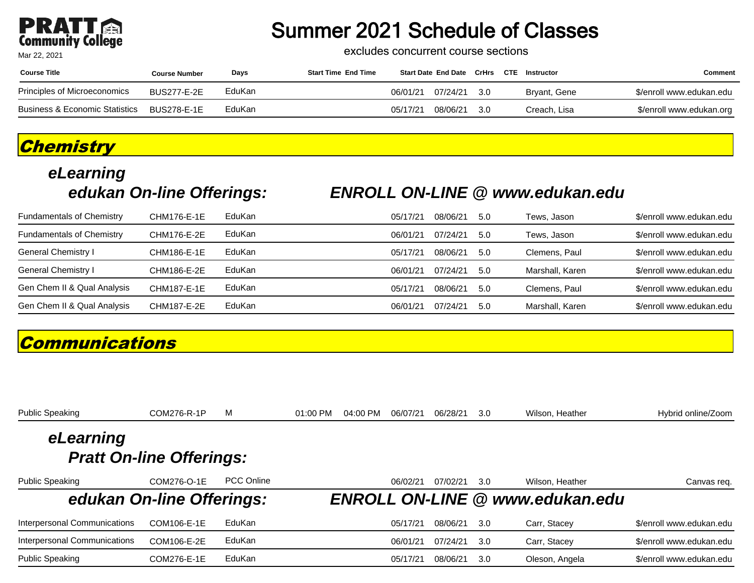# Summer 2021 Schedule of Classes

excludes concurrent course sections

Mar 22, 2021

| Course Title | Course Number | Days | Start Time | End Time | Start Date | End Date | CrHrs | CTE | Instructor | Comment |
|---|---|---|---|---|---|---|---|---|---|---|
| Principles of Microeconomics | BUS277-E-2E | EduKan | | | 06/01/21 | 07/24/21 | 3.0 | | Bryant, Gene | $/enroll www.edukan.edu |
| Business & Economic Statistics | BUS278-E-1E | EduKan | | | 05/17/21 | 08/06/21 | 3.0 | | Creach, Lisa | $/enroll www.edukan.org |

## Chemistry

### eLearning

#### edukan On-line Offerings: ENROLL ON-LINE @ www.edukan.edu

| Course Title | Course Number | Days | Start Time | End Time | Start Date | End Date | CrHrs | CTE | Instructor | Comment |
|---|---|---|---|---|---|---|---|---|---|---|
| Fundamentals of Chemistry | CHM176-E-1E | EduKan | | | 05/17/21 | 08/06/21 | 5.0 | | Tews, Jason | $/enroll www.edukan.edu |
| Fundamentals of Chemistry | CHM176-E-2E | EduKan | | | 06/01/21 | 07/24/21 | 5.0 | | Tews, Jason | $/enroll www.edukan.edu |
| General Chemistry I | CHM186-E-1E | EduKan | | | 05/17/21 | 08/06/21 | 5.0 | | Clemens, Paul | $/enroll www.edukan.edu |
| General Chemistry I | CHM186-E-2E | EduKan | | | 06/01/21 | 07/24/21 | 5.0 | | Marshall, Karen | $/enroll www.edukan.edu |
| Gen Chem II & Qual Analysis | CHM187-E-1E | EduKan | | | 05/17/21 | 08/06/21 | 5.0 | | Clemens, Paul | $/enroll www.edukan.edu |
| Gen Chem II & Qual Analysis | CHM187-E-2E | EduKan | | | 06/01/21 | 07/24/21 | 5.0 | | Marshall, Karen | $/enroll www.edukan.edu |

## Communications

| Course Title | Course Number | Days | Start Time | End Time | Start Date | End Date | CrHrs | CTE | Instructor | Comment |
|---|---|---|---|---|---|---|---|---|---|---|
| Public Speaking | COM276-R-1P | M | 01:00 PM | 04:00 PM | 06/07/21 | 06/28/21 | 3.0 | | Wilson, Heather | Hybrid online/Zoom |

### eLearning

#### Pratt On-line Offerings:

| Course Title | Course Number | Days | Start Time | End Time | Start Date | End Date | CrHrs | CTE | Instructor | Comment |
|---|---|---|---|---|---|---|---|---|---|---|
| Public Speaking | COM276-O-1E | PCC Online | | | 06/02/21 | 07/02/21 | 3.0 | | Wilson, Heather | Canvas req. |

#### edukan On-line Offerings: ENROLL ON-LINE @ www.edukan.edu

| Course Title | Course Number | Days | Start Time | End Time | Start Date | End Date | CrHrs | CTE | Instructor | Comment |
|---|---|---|---|---|---|---|---|---|---|---|
| Interpersonal Communications | COM106-E-1E | EduKan | | | 05/17/21 | 08/06/21 | 3.0 | | Carr, Stacey | $/enroll www.edukan.edu |
| Interpersonal Communications | COM106-E-2E | EduKan | | | 06/01/21 | 07/24/21 | 3.0 | | Carr, Stacey | $/enroll www.edukan.edu |
| Public Speaking | COM276-E-1E | EduKan | | | 05/17/21 | 08/06/21 | 3.0 | | Oleson, Angela | $/enroll www.edukan.edu |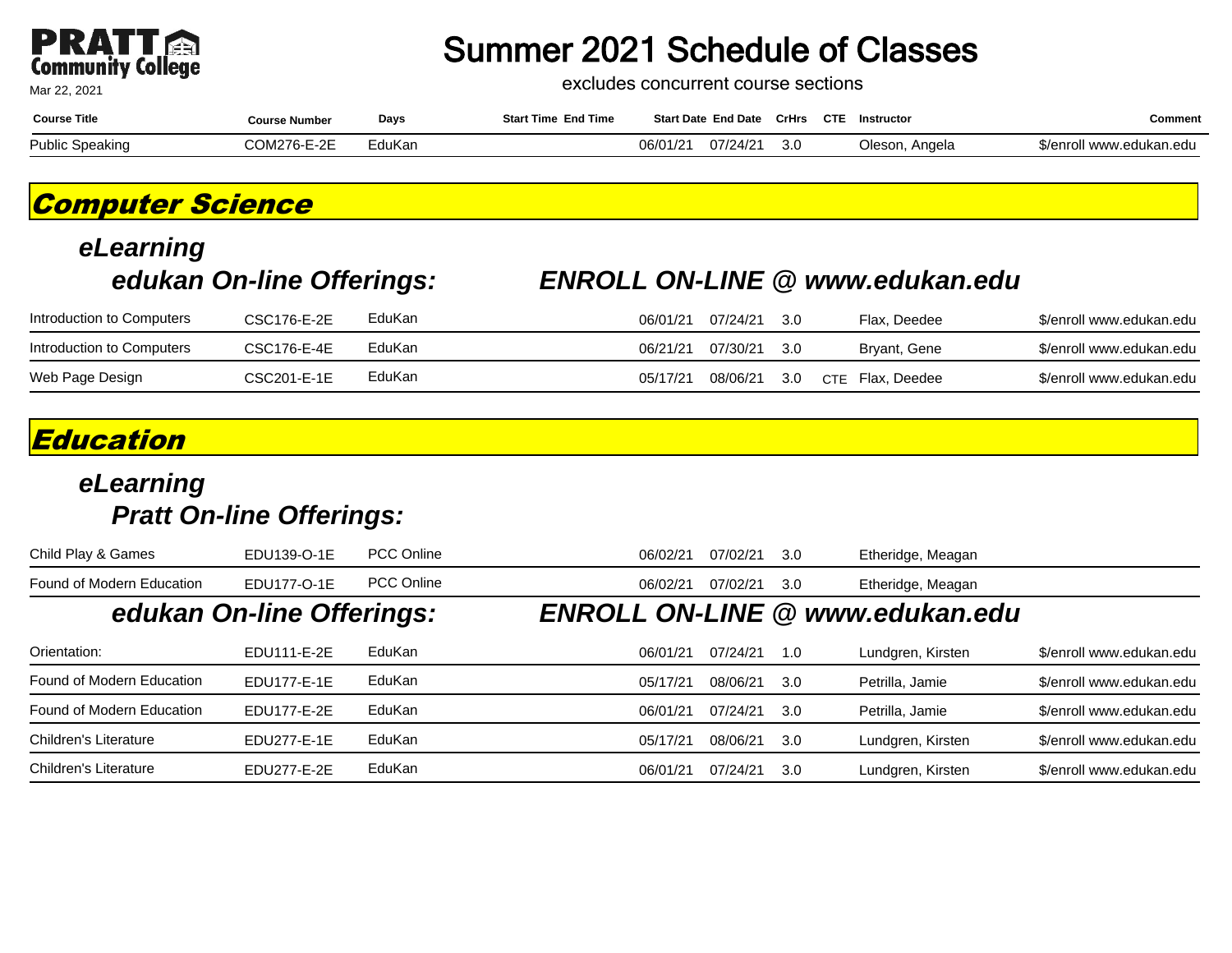# Summer 2021 Schedule of Classes

excludes concurrent course sections

Mar 22, 2021

| Course Title | Course Number | Days | Start Time | End Time | Start Date | End Date | CrHrs | CTE | Instructor | Comment |
|---|---|---|---|---|---|---|---|---|---|---|
| Public Speaking | COM276-E-2E | EduKan | | | 06/01/21 | 07/24/21 | 3.0 | | Oleson, Angela | $/enroll www.edukan.edu |

## *Computer Science*

### *eLearning*

#### *edukan On-line Offerings: ENROLL ON-LINE @ www.edukan.edu*

| Course Title | Course Number | Days | Start Time | End Time | Start Date | End Date | CrHrs | CTE | Instructor | Comment |
|---|---|---|---|---|---|---|---|---|---|---|
| Introduction to Computers | CSC176-E-2E | EduKan | | | 06/01/21 | 07/24/21 | 3.0 | | Flax, Deedee | $/enroll www.edukan.edu |
| Introduction to Computers | CSC176-E-4E | EduKan | | | 06/21/21 | 07/30/21 | 3.0 | | Bryant, Gene | $/enroll www.edukan.edu |
| Web Page Design | CSC201-E-1E | EduKan | | | 05/17/21 | 08/06/21 | 3.0 | CTE | Flax, Deedee | $/enroll www.edukan.edu |

## *Education*

### *eLearning*

#### *Pratt On-line Offerings:*

| Course Title | Course Number | Days | Start Time | End Time | Start Date | End Date | CrHrs | CTE | Instructor | Comment |
|---|---|---|---|---|---|---|---|---|---|---|
| Child Play & Games | EDU139-O-1E | PCC Online | | | 06/02/21 | 07/02/21 | 3.0 | | Etheridge, Meagan | |
| Found of Modern Education | EDU177-O-1E | PCC Online | | | 06/02/21 | 07/02/21 | 3.0 | | Etheridge, Meagan | |

#### *edukan On-line Offerings: ENROLL ON-LINE @ www.edukan.edu*

| Course Title | Course Number | Days | Start Time | End Time | Start Date | End Date | CrHrs | CTE | Instructor | Comment |
|---|---|---|---|---|---|---|---|---|---|---|
| Orientation: | EDU111-E-2E | EduKan | | | 06/01/21 | 07/24/21 | 1.0 | | Lundgren, Kirsten | $/enroll www.edukan.edu |
| Found of Modern Education | EDU177-E-1E | EduKan | | | 05/17/21 | 08/06/21 | 3.0 | | Petrilla, Jamie | $/enroll www.edukan.edu |
| Found of Modern Education | EDU177-E-2E | EduKan | | | 06/01/21 | 07/24/21 | 3.0 | | Petrilla, Jamie | $/enroll www.edukan.edu |
| Children's Literature | EDU277-E-1E | EduKan | | | 05/17/21 | 08/06/21 | 3.0 | | Lundgren, Kirsten | $/enroll www.edukan.edu |
| Children's Literature | EDU277-E-2E | EduKan | | | 06/01/21 | 07/24/21 | 3.0 | | Lundgren, Kirsten | $/enroll www.edukan.edu |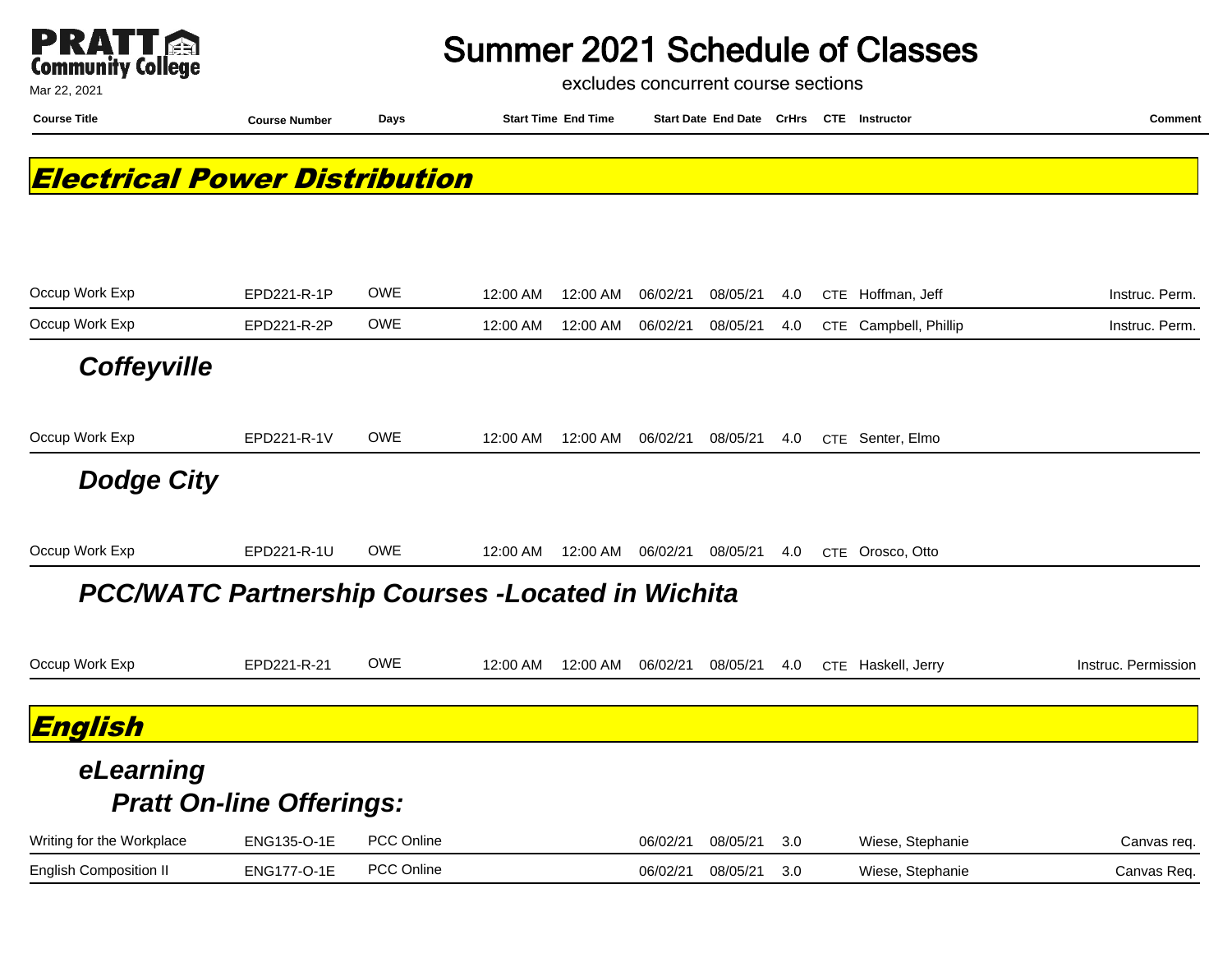# Summer 2021 Schedule of Classes

excludes concurrent course sections

Mar 22, 2021

## Electrical Power Distribution

| Course Title | Course Number | Days | Start Time | End Time | Start Date | End Date | CrHrs | CTE | Instructor | Comment |
|---|---|---|---|---|---|---|---|---|---|---|
| Occup Work Exp | EPD221-R-1P | OWE | 12:00 AM | 12:00 AM | 06/02/21 | 08/05/21 | 4.0 | CTE | Hoffman, Jeff | Instruc. Perm. |
| Occup Work Exp | EPD221-R-2P | OWE | 12:00 AM | 12:00 AM | 06/02/21 | 08/05/21 | 4.0 | CTE | Campbell, Phillip | Instruc. Perm. |

### *Coffeyville*

| Course Title | Course Number | Days | Start Time | End Time | Start Date | End Date | CrHrs | CTE | Instructor | Comment |
|---|---|---|---|---|---|---|---|---|---|---|
| Occup Work Exp | EPD221-R-1V | OWE | 12:00 AM | 12:00 AM | 06/02/21 | 08/05/21 | 4.0 | CTE | Senter, Elmo | |

### *Dodge City*

| Course Title | Course Number | Days | Start Time | End Time | Start Date | End Date | CrHrs | CTE | Instructor | Comment |
|---|---|---|---|---|---|---|---|---|---|---|
| Occup Work Exp | EPD221-R-1U | OWE | 12:00 AM | 12:00 AM | 06/02/21 | 08/05/21 | 4.0 | CTE | Orosco, Otto | |

### *PCC/WATC Partnership Courses -Located in Wichita*

| Course Title | Course Number | Days | Start Time | End Time | Start Date | End Date | CrHrs | CTE | Instructor | Comment |
|---|---|---|---|---|---|---|---|---|---|---|
| Occup Work Exp | EPD221-R-21 | OWE | 12:00 AM | 12:00 AM | 06/02/21 | 08/05/21 | 4.0 | CTE | Haskell, Jerry | Instruc. Permission |

## English

### *eLearning*

#### *Pratt On-line Offerings:*

| Course Title | Course Number | Days | Start Time | End Time | Start Date | End Date | CrHrs | CTE | Instructor | Comment |
|---|---|---|---|---|---|---|---|---|---|---|
| Writing for the Workplace | ENG135-O-1E | PCC Online | | | 06/02/21 | 08/05/21 | 3.0 | | Wiese, Stephanie | Canvas req. |
| English Composition II | ENG177-O-1E | PCC Online | | | 06/02/21 | 08/05/21 | 3.0 | | Wiese, Stephanie | Canvas Req. |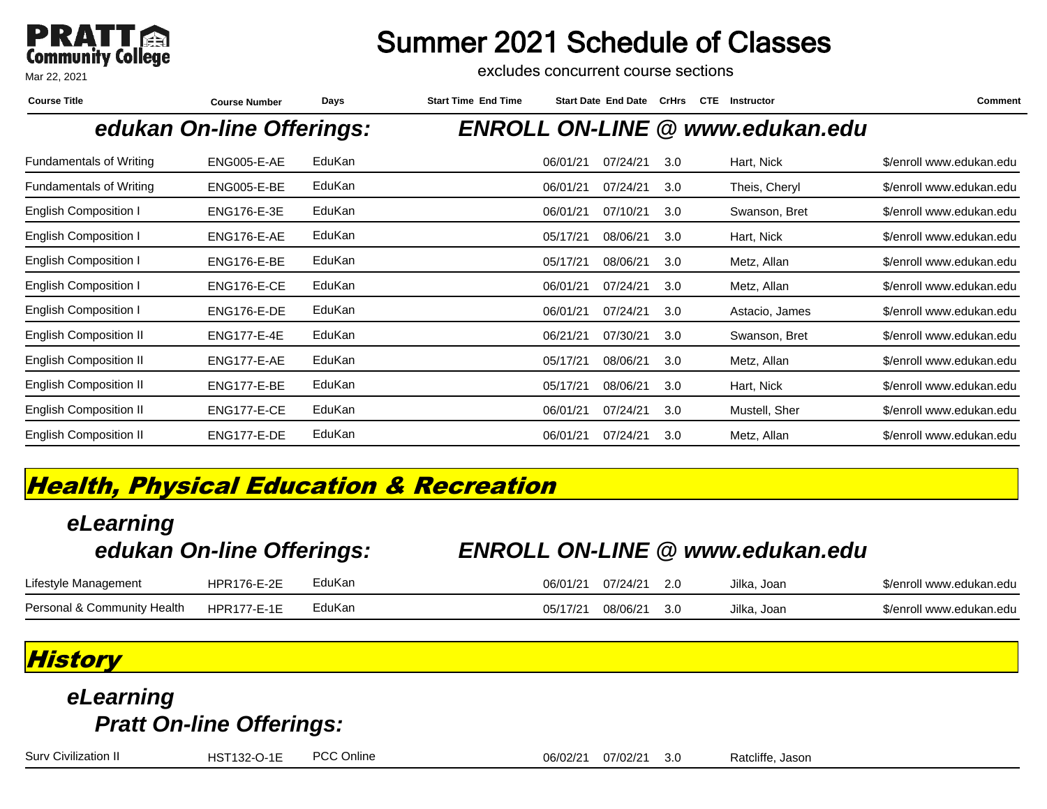**PRATT Community College**

Mar 22, 2021

# Summer 2021 Schedule of Classes

excludes concurrent course sections

### *edukan On-line Offerings: ENROLL ON-LINE @ www.edukan.edu*

| Course Title | Course Number | Days | Start Time | End Time | Start Date | End Date | CrHrs | CTE | Instructor | Comment |
|---|---|---|---|---|---|---|---|---|---|---|
| Fundamentals of Writing | ENG005-E-AE | EduKan | | | 06/01/21 | 07/24/21 | 3.0 | | Hart, Nick | $/enroll www.edukan.edu |
| Fundamentals of Writing | ENG005-E-BE | EduKan | | | 06/01/21 | 07/24/21 | 3.0 | | Theis, Cheryl | $/enroll www.edukan.edu |
| English Composition I | ENG176-E-3E | EduKan | | | 06/01/21 | 07/10/21 | 3.0 | | Swanson, Bret | $/enroll www.edukan.edu |
| English Composition I | ENG176-E-AE | EduKan | | | 05/17/21 | 08/06/21 | 3.0 | | Hart, Nick | $/enroll www.edukan.edu |
| English Composition I | ENG176-E-BE | EduKan | | | 05/17/21 | 08/06/21 | 3.0 | | Metz, Allan | $/enroll www.edukan.edu |
| English Composition I | ENG176-E-CE | EduKan | | | 06/01/21 | 07/24/21 | 3.0 | | Metz, Allan | $/enroll www.edukan.edu |
| English Composition I | ENG176-E-DE | EduKan | | | 06/01/21 | 07/24/21 | 3.0 | | Astacio, James | $/enroll www.edukan.edu |
| English Composition II | ENG177-E-4E | EduKan | | | 06/21/21 | 07/30/21 | 3.0 | | Swanson, Bret | $/enroll www.edukan.edu |
| English Composition II | ENG177-E-AE | EduKan | | | 05/17/21 | 08/06/21 | 3.0 | | Metz, Allan | $/enroll www.edukan.edu |
| English Composition II | ENG177-E-BE | EduKan | | | 05/17/21 | 08/06/21 | 3.0 | | Hart, Nick | $/enroll www.edukan.edu |
| English Composition II | ENG177-E-CE | EduKan | | | 06/01/21 | 07/24/21 | 3.0 | | Mustell, Sher | $/enroll www.edukan.edu |
| English Composition II | ENG177-E-DE | EduKan | | | 06/01/21 | 07/24/21 | 3.0 | | Metz, Allan | $/enroll www.edukan.edu |

## *Health, Physical Education & Recreation*

### *eLearning*

#### *edukan On-line Offerings: ENROLL ON-LINE @ www.edukan.edu*

| Course Title | Course Number | Days | Start Time | End Time | Start Date | End Date | CrHrs | CTE | Instructor | Comment |
|---|---|---|---|---|---|---|---|---|---|---|
| Lifestyle Management | HPR176-E-2E | EduKan | | | 06/01/21 | 07/24/21 | 2.0 | | Jilka, Joan | $/enroll www.edukan.edu |
| Personal & Community Health | HPR177-E-1E | EduKan | | | 05/17/21 | 08/06/21 | 3.0 | | Jilka, Joan | $/enroll www.edukan.edu |

## *History*

### *eLearning*

#### *Pratt On-line Offerings:*

| Course Title | Course Number | Days | Start Time | End Time | Start Date | End Date | CrHrs | CTE | Instructor | Comment |
|---|---|---|---|---|---|---|---|---|---|---|
| Surv Civilization II | HST132-O-1E | PCC Online | | | 06/02/21 | 07/02/21 | 3.0 | | Ratcliffe, Jason | |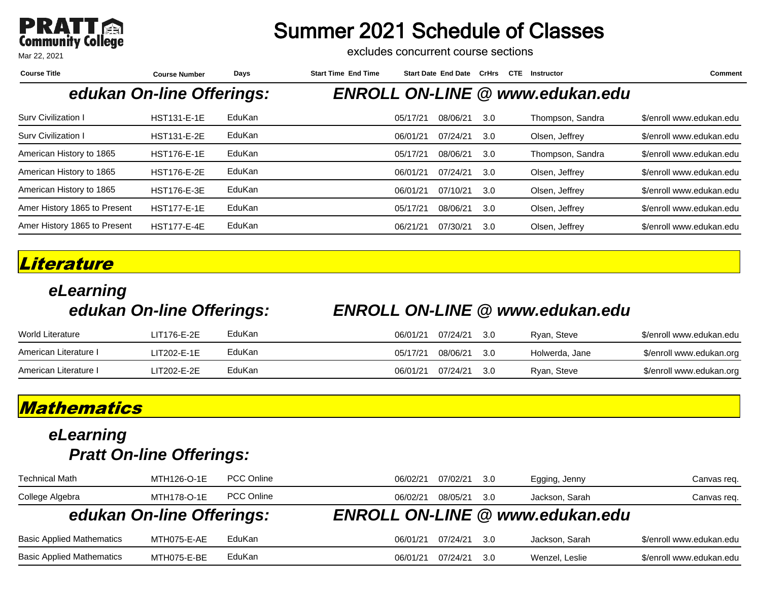# Summer 2021 Schedule of Classes

excludes concurrent course sections

Mar 22, 2021

### edukan On-line Offerings: ENROLL ON-LINE @ www.edukan.edu

| Course Title | Course Number | Days | Start Time | End Time | Start Date | End Date | CrHrs | CTE | Instructor | Comment |
|---|---|---|---|---|---|---|---|---|---|---|
| Surv Civilization I | HST131-E-1E | EduKan | | | 05/17/21 | 08/06/21 | 3.0 | | Thompson, Sandra | $/enroll www.edukan.edu |
| Surv Civilization I | HST131-E-2E | EduKan | | | 06/01/21 | 07/24/21 | 3.0 | | Olsen, Jeffrey | $/enroll www.edukan.edu |
| American History to 1865 | HST176-E-1E | EduKan | | | 05/17/21 | 08/06/21 | 3.0 | | Thompson, Sandra | $/enroll www.edukan.edu |
| American History to 1865 | HST176-E-2E | EduKan | | | 06/01/21 | 07/24/21 | 3.0 | | Olsen, Jeffrey | $/enroll www.edukan.edu |
| American History to 1865 | HST176-E-3E | EduKan | | | 06/01/21 | 07/10/21 | 3.0 | | Olsen, Jeffrey | $/enroll www.edukan.edu |
| Amer History 1865 to Present | HST177-E-1E | EduKan | | | 05/17/21 | 08/06/21 | 3.0 | | Olsen, Jeffrey | $/enroll www.edukan.edu |
| Amer History 1865 to Present | HST177-E-4E | EduKan | | | 06/21/21 | 07/30/21 | 3.0 | | Olsen, Jeffrey | $/enroll www.edukan.edu |

## Literature

### eLearning

#### edukan On-line Offerings: ENROLL ON-LINE @ www.edukan.edu

| Course Title | Course Number | Days | Start Time | End Time | Start Date | End Date | CrHrs | CTE | Instructor | Comment |
|---|---|---|---|---|---|---|---|---|---|---|
| World Literature | LIT176-E-2E | EduKan | | | 06/01/21 | 07/24/21 | 3.0 | | Ryan, Steve | $/enroll www.edukan.edu |
| American Literature I | LIT202-E-1E | EduKan | | | 05/17/21 | 08/06/21 | 3.0 | | Holwerda, Jane | $/enroll www.edukan.org |
| American Literature I | LIT202-E-2E | EduKan | | | 06/01/21 | 07/24/21 | 3.0 | | Ryan, Steve | $/enroll www.edukan.org |

## Mathematics

### eLearning

#### Pratt On-line Offerings:

| Course Title | Course Number | Days | Start Time | End Time | Start Date | End Date | CrHrs | CTE | Instructor | Comment |
|---|---|---|---|---|---|---|---|---|---|---|
| Technical Math | MTH126-O-1E | PCC Online | | | 06/02/21 | 07/02/21 | 3.0 | | Egging, Jenny | Canvas req. |
| College Algebra | MTH178-O-1E | PCC Online | | | 06/02/21 | 08/05/21 | 3.0 | | Jackson, Sarah | Canvas req. |

#### edukan On-line Offerings: ENROLL ON-LINE @ www.edukan.edu

| Course Title | Course Number | Days | Start Time | End Time | Start Date | End Date | CrHrs | CTE | Instructor | Comment |
|---|---|---|---|---|---|---|---|---|---|---|
| Basic Applied Mathematics | MTH075-E-AE | EduKan | | | 06/01/21 | 07/24/21 | 3.0 | | Jackson, Sarah | $/enroll www.edukan.edu |
| Basic Applied Mathematics | MTH075-E-BE | EduKan | | | 06/01/21 | 07/24/21 | 3.0 | | Wenzel, Leslie | $/enroll www.edukan.edu |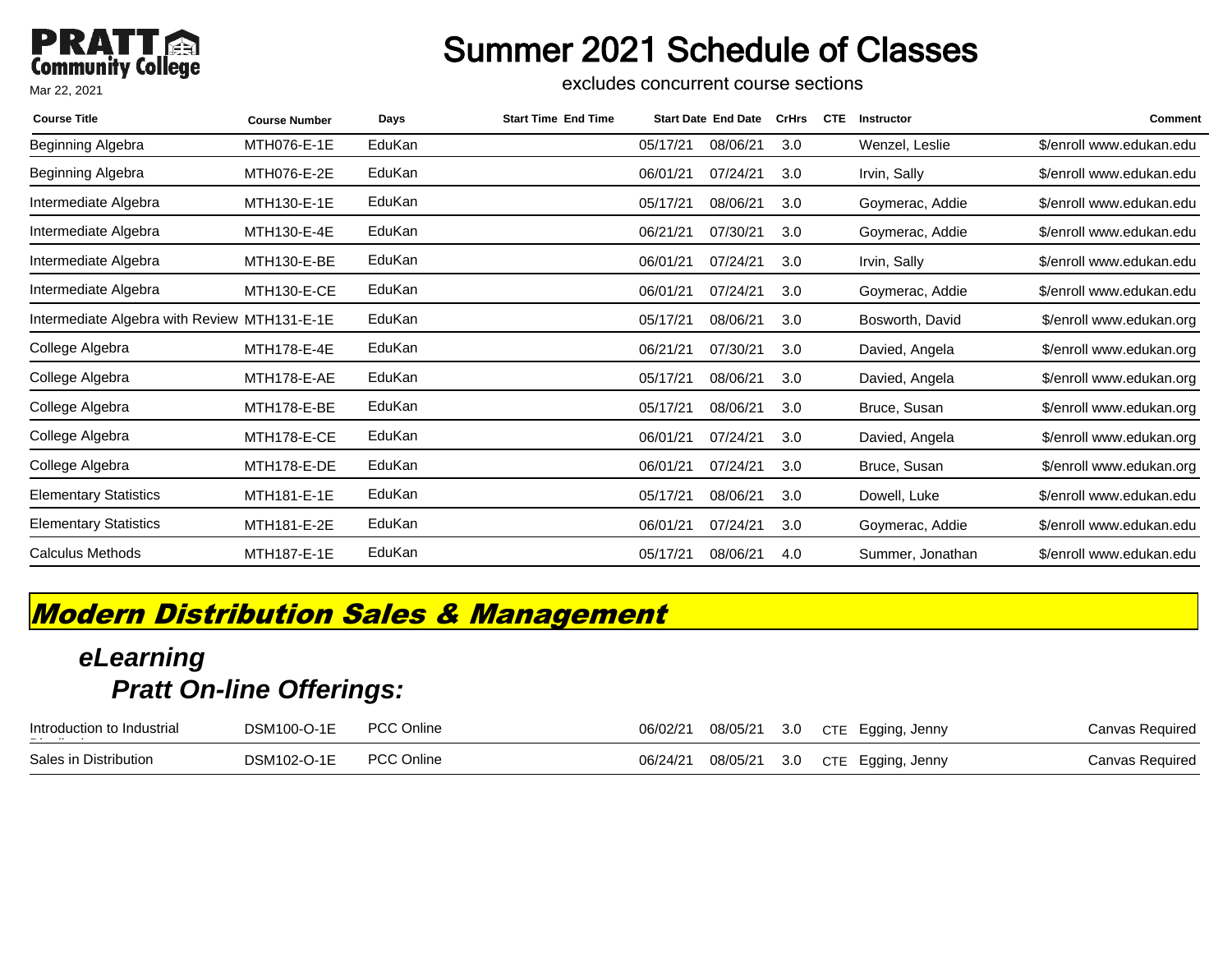# Summer 2021 Schedule of Classes

excludes concurrent course sections

Mar 22, 2021

| Course Title | Course Number | Days | Start Time | End Time | Start Date | End Date | CrHrs | CTE | Instructor | Comment |
|---|---|---|---|---|---|---|---|---|---|---|
| Beginning Algebra | MTH076-E-1E | EduKan | | | 05/17/21 | 08/06/21 | 3.0 | | Wenzel, Leslie | $/enroll www.edukan.edu |
| Beginning Algebra | MTH076-E-2E | EduKan | | | 06/01/21 | 07/24/21 | 3.0 | | Irvin, Sally | $/enroll www.edukan.edu |
| Intermediate Algebra | MTH130-E-1E | EduKan | | | 05/17/21 | 08/06/21 | 3.0 | | Goymerac, Addie | $/enroll www.edukan.edu |
| Intermediate Algebra | MTH130-E-4E | EduKan | | | 06/21/21 | 07/30/21 | 3.0 | | Goymerac, Addie | $/enroll www.edukan.edu |
| Intermediate Algebra | MTH130-E-BE | EduKan | | | 06/01/21 | 07/24/21 | 3.0 | | Irvin, Sally | $/enroll www.edukan.edu |
| Intermediate Algebra | MTH130-E-CE | EduKan | | | 06/01/21 | 07/24/21 | 3.0 | | Goymerac, Addie | $/enroll www.edukan.edu |
| Intermediate Algebra with Review | MTH131-E-1E | EduKan | | | 05/17/21 | 08/06/21 | 3.0 | | Bosworth, David | $/enroll www.edukan.org |
| College Algebra | MTH178-E-4E | EduKan | | | 06/21/21 | 07/30/21 | 3.0 | | Davied, Angela | $/enroll www.edukan.org |
| College Algebra | MTH178-E-AE | EduKan | | | 05/17/21 | 08/06/21 | 3.0 | | Davied, Angela | $/enroll www.edukan.org |
| College Algebra | MTH178-E-BE | EduKan | | | 05/17/21 | 08/06/21 | 3.0 | | Bruce, Susan | $/enroll www.edukan.org |
| College Algebra | MTH178-E-CE | EduKan | | | 06/01/21 | 07/24/21 | 3.0 | | Davied, Angela | $/enroll www.edukan.org |
| College Algebra | MTH178-E-DE | EduKan | | | 06/01/21 | 07/24/21 | 3.0 | | Bruce, Susan | $/enroll www.edukan.org |
| Elementary Statistics | MTH181-E-1E | EduKan | | | 05/17/21 | 08/06/21 | 3.0 | | Dowell, Luke | $/enroll www.edukan.edu |
| Elementary Statistics | MTH181-E-2E | EduKan | | | 06/01/21 | 07/24/21 | 3.0 | | Goymerac, Addie | $/enroll www.edukan.edu |
| Calculus Methods | MTH187-E-1E | EduKan | | | 05/17/21 | 08/06/21 | 4.0 | | Summer, Jonathan | $/enroll www.edukan.edu |

## *Modern Distribution Sales & Management*

### *eLearning*

### *Pratt On-line Offerings:*

| Course Title | Course Number | Days | Start Time | End Time | Start Date | End Date | CrHrs | CTE | Instructor | Comment |
|---|---|---|---|---|---|---|---|---|---|---|
| Introduction to Industrial Distribution | DSM100-O-1E | PCC Online | | | 06/02/21 | 08/05/21 | 3.0 | CTE | Egging, Jenny | Canvas Required |
| Sales in Distribution | DSM102-O-1E | PCC Online | | | 06/24/21 | 08/05/21 | 3.0 | CTE | Egging, Jenny | Canvas Required |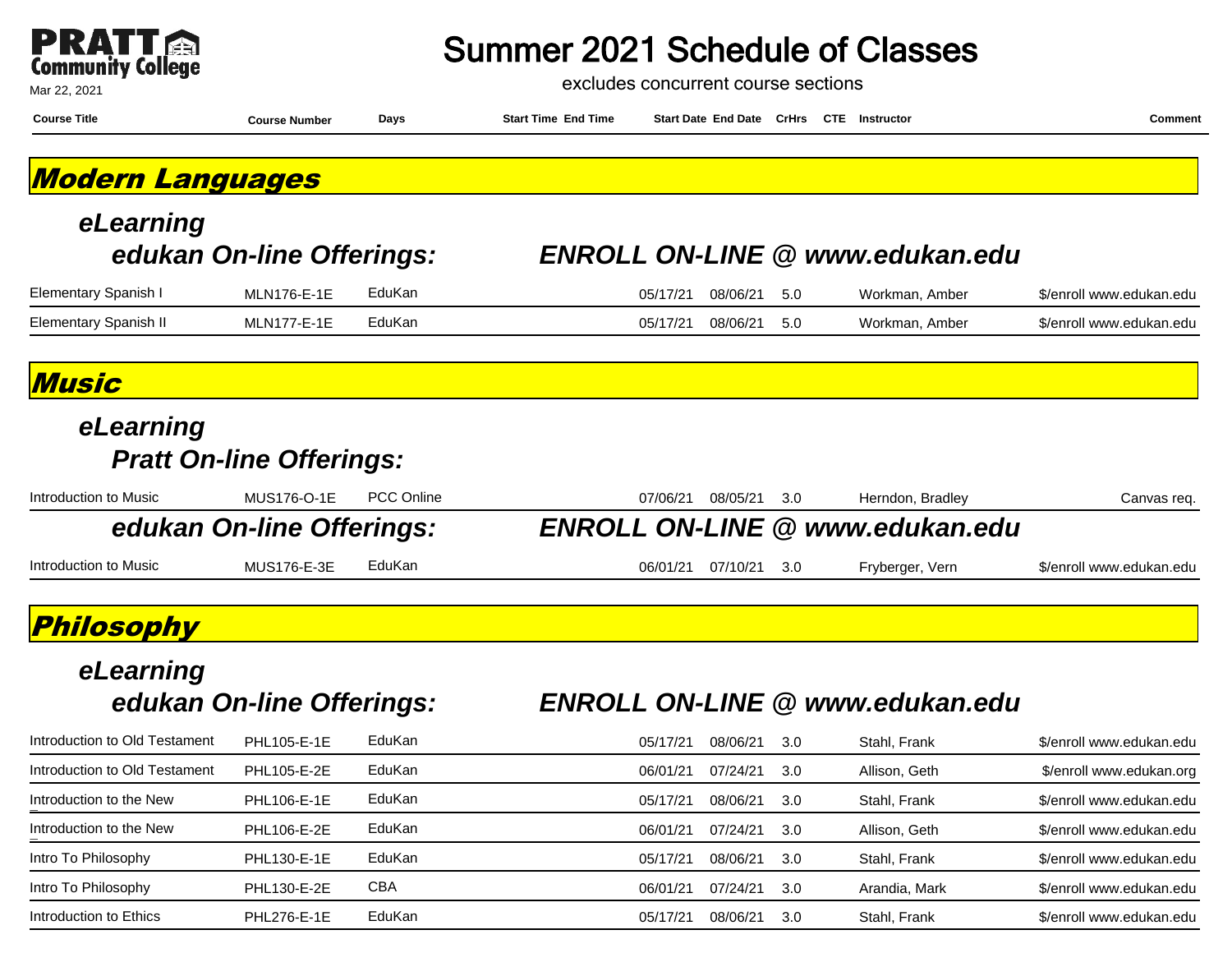# Summer 2021 Schedule of Classes

excludes concurrent course sections

Mar 22, 2021

## Modern Languages

### eLearning

#### edukan On-line Offerings: ENROLL ON-LINE @ www.edukan.edu

| Course Title | Course Number | Days | Start Time | End Time | Start Date | End Date | CrHrs | CTE | Instructor | Comment |
|---|---|---|---|---|---|---|---|---|---|---|
| Elementary Spanish I | MLN176-E-1E | EduKan | | | 05/17/21 | 08/06/21 | 5.0 | | Workman, Amber | $/enroll www.edukan.edu |
| Elementary Spanish II | MLN177-E-1E | EduKan | | | 05/17/21 | 08/06/21 | 5.0 | | Workman, Amber | $/enroll www.edukan.edu |

## Music

### eLearning

#### Pratt On-line Offerings:

| Course Title | Course Number | Days | Start Time | End Time | Start Date | End Date | CrHrs | CTE | Instructor | Comment |
|---|---|---|---|---|---|---|---|---|---|---|
| Introduction to Music | MUS176-O-1E | PCC Online | | | 07/06/21 | 08/05/21 | 3.0 | | Herndon, Bradley | Canvas req. |

#### edukan On-line Offerings: ENROLL ON-LINE @ www.edukan.edu

| Course Title | Course Number | Days | Start Time | End Time | Start Date | End Date | CrHrs | CTE | Instructor | Comment |
|---|---|---|---|---|---|---|---|---|---|---|
| Introduction to Music | MUS176-E-3E | EduKan | | | 06/01/21 | 07/10/21 | 3.0 | | Fryberger, Vern | $/enroll www.edukan.edu |

## Philosophy

### eLearning

#### edukan On-line Offerings: ENROLL ON-LINE @ www.edukan.edu

| Course Title | Course Number | Days | Start Time | End Time | Start Date | End Date | CrHrs | CTE | Instructor | Comment |
|---|---|---|---|---|---|---|---|---|---|---|
| Introduction to Old Testament | PHL105-E-1E | EduKan | | | 05/17/21 | 08/06/21 | 3.0 | | Stahl, Frank | $/enroll www.edukan.edu |
| Introduction to Old Testament | PHL105-E-2E | EduKan | | | 06/01/21 | 07/24/21 | 3.0 | | Allison, Geth | $/enroll www.edukan.org |
| Introduction to the New | PHL106-E-1E | EduKan | | | 05/17/21 | 08/06/21 | 3.0 | | Stahl, Frank | $/enroll www.edukan.edu |
| Introduction to the New | PHL106-E-2E | EduKan | | | 06/01/21 | 07/24/21 | 3.0 | | Allison, Geth | $/enroll www.edukan.edu |
| Intro To Philosophy | PHL130-E-1E | EduKan | | | 05/17/21 | 08/06/21 | 3.0 | | Stahl, Frank | $/enroll www.edukan.edu |
| Intro To Philosophy | PHL130-E-2E | CBA | | | 06/01/21 | 07/24/21 | 3.0 | | Arandia, Mark | $/enroll www.edukan.edu |
| Introduction to Ethics | PHL276-E-1E | EduKan | | | 05/17/21 | 08/06/21 | 3.0 | | Stahl, Frank | $/enroll www.edukan.edu |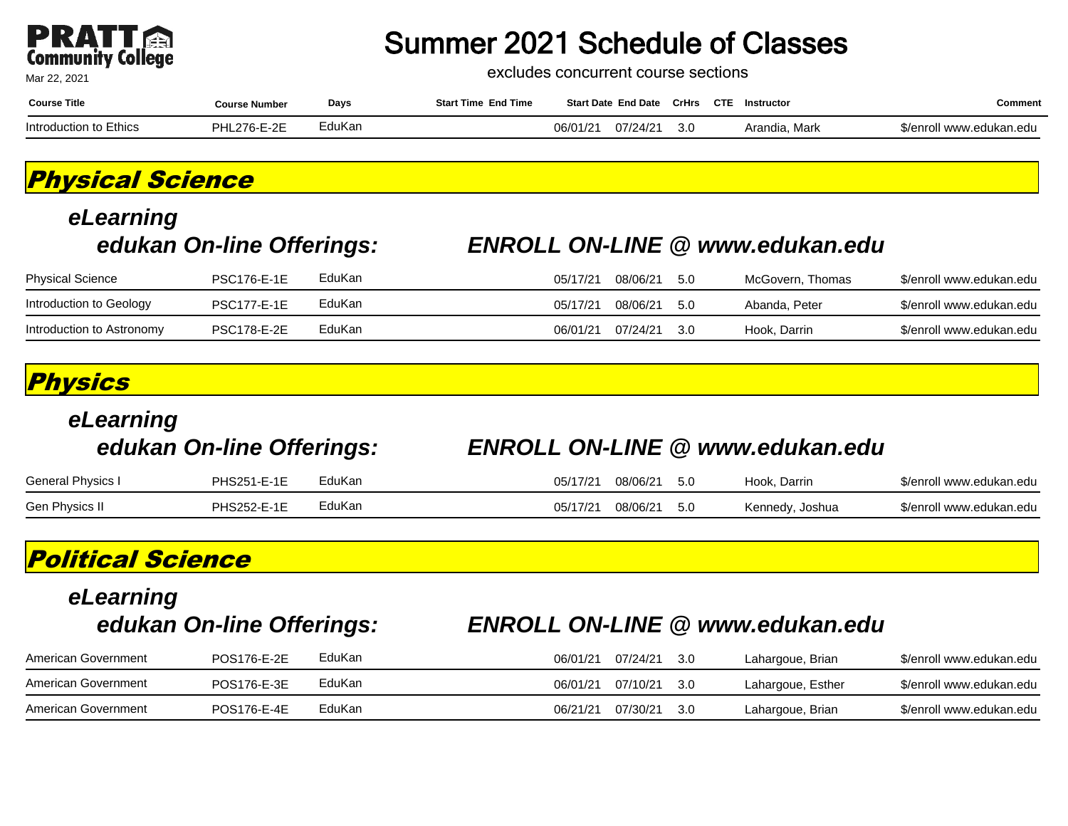# Summer 2021 Schedule of Classes

excludes concurrent course sections

Mar 22, 2021

| Course Title | Course Number | Days | Start Time | End Time | Start Date | End Date | CrHrs | CTE | Instructor | Comment |
|---|---|---|---|---|---|---|---|---|---|---|
| Introduction to Ethics | PHL276-E-2E | EduKan | | | 06/01/21 | 07/24/21 | 3.0 | | Arandia, Mark | $/enroll www.edukan.edu |

## Physical Science

### eLearning

#### edukan On-line Offerings: ENROLL ON-LINE @ www.edukan.edu

| Course Title | Course Number | Days | Start Time | End Time | Start Date | End Date | CrHrs | CTE | Instructor | Comment |
|---|---|---|---|---|---|---|---|---|---|---|
| Physical Science | PSC176-E-1E | EduKan | | | 05/17/21 | 08/06/21 | 5.0 | | McGovern, Thomas | $/enroll www.edukan.edu |
| Introduction to Geology | PSC177-E-1E | EduKan | | | 05/17/21 | 08/06/21 | 5.0 | | Abanda, Peter | $/enroll www.edukan.edu |
| Introduction to Astronomy | PSC178-E-2E | EduKan | | | 06/01/21 | 07/24/21 | 3.0 | | Hook, Darrin | $/enroll www.edukan.edu |

## Physics

### eLearning

#### edukan On-line Offerings: ENROLL ON-LINE @ www.edukan.edu

| Course Title | Course Number | Days | Start Time | End Time | Start Date | End Date | CrHrs | CTE | Instructor | Comment |
|---|---|---|---|---|---|---|---|---|---|---|
| General Physics I | PHS251-E-1E | EduKan | | | 05/17/21 | 08/06/21 | 5.0 | | Hook, Darrin | $/enroll www.edukan.edu |
| Gen Physics II | PHS252-E-1E | EduKan | | | 05/17/21 | 08/06/21 | 5.0 | | Kennedy, Joshua | $/enroll www.edukan.edu |

## Political Science

### eLearning

#### edukan On-line Offerings: ENROLL ON-LINE @ www.edukan.edu

| Course Title | Course Number | Days | Start Time | End Time | Start Date | End Date | CrHrs | CTE | Instructor | Comment |
|---|---|---|---|---|---|---|---|---|---|---|
| American Government | POS176-E-2E | EduKan | | | 06/01/21 | 07/24/21 | 3.0 | | Lahargoue, Brian | $/enroll www.edukan.edu |
| American Government | POS176-E-3E | EduKan | | | 06/01/21 | 07/10/21 | 3.0 | | Lahargoue, Esther | $/enroll www.edukan.edu |
| American Government | POS176-E-4E | EduKan | | | 06/21/21 | 07/30/21 | 3.0 | | Lahargoue, Brian | $/enroll www.edukan.edu |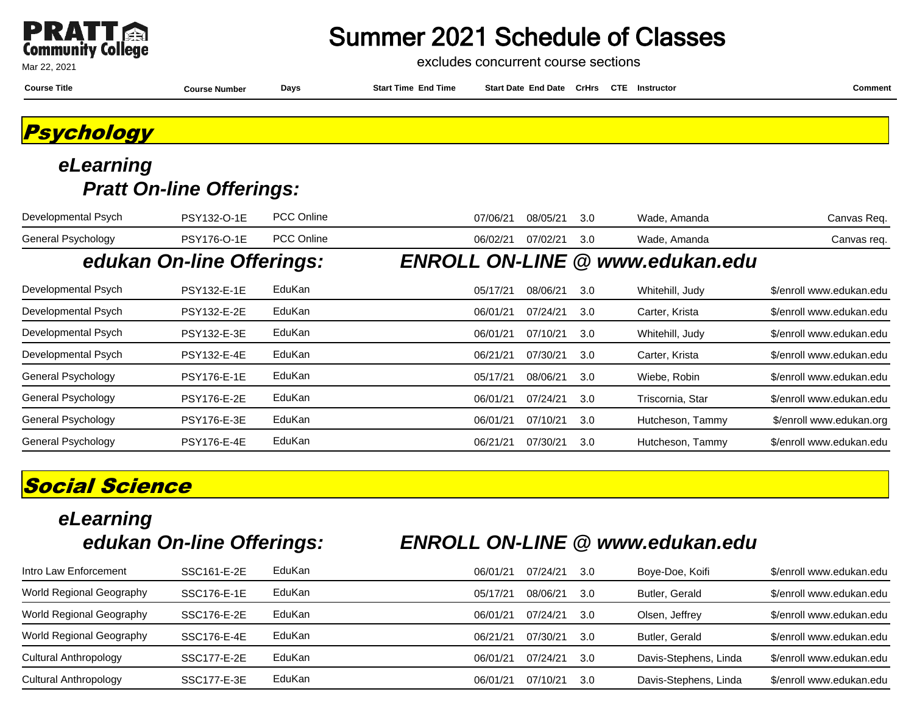# Summer 2021 Schedule of Classes

excludes concurrent course sections

Mar 22, 2021

## Psychology

### eLearning

#### Pratt On-line Offerings:

| Course Title | Course Number | Days | Start Time | End Time | Start Date | End Date | CrHrs | CTE | Instructor | Comment |
|---|---|---|---|---|---|---|---|---|---|---|
| Developmental Psych | PSY132-O-1E | PCC Online | | | 07/06/21 | 08/05/21 | 3.0 | | Wade, Amanda | Canvas Req. |
| General Psychology | PSY176-O-1E | PCC Online | | | 06/02/21 | 07/02/21 | 3.0 | | Wade, Amanda | Canvas req. |

#### edukan On-line Offerings: ENROLL ON-LINE @ www.edukan.edu

| Course Title | Course Number | Days | Start Time | End Time | Start Date | End Date | CrHrs | CTE | Instructor | Comment |
|---|---|---|---|---|---|---|---|---|---|---|
| Developmental Psych | PSY132-E-1E | EduKan | | | 05/17/21 | 08/06/21 | 3.0 | | Whitehill, Judy | $/enroll www.edukan.edu |
| Developmental Psych | PSY132-E-2E | EduKan | | | 06/01/21 | 07/24/21 | 3.0 | | Carter, Krista | $/enroll www.edukan.edu |
| Developmental Psych | PSY132-E-3E | EduKan | | | 06/01/21 | 07/10/21 | 3.0 | | Whitehill, Judy | $/enroll www.edukan.edu |
| Developmental Psych | PSY132-E-4E | EduKan | | | 06/21/21 | 07/30/21 | 3.0 | | Carter, Krista | $/enroll www.edukan.edu |
| General Psychology | PSY176-E-1E | EduKan | | | 05/17/21 | 08/06/21 | 3.0 | | Wiebe, Robin | $/enroll www.edukan.edu |
| General Psychology | PSY176-E-2E | EduKan | | | 06/01/21 | 07/24/21 | 3.0 | | Triscornia, Star | $/enroll www.edukan.edu |
| General Psychology | PSY176-E-3E | EduKan | | | 06/01/21 | 07/10/21 | 3.0 | | Hutcheson, Tammy | $/enroll www.edukan.org |
| General Psychology | PSY176-E-4E | EduKan | | | 06/21/21 | 07/30/21 | 3.0 | | Hutcheson, Tammy | $/enroll www.edukan.edu |

## Social Science

### eLearning

#### edukan On-line Offerings: ENROLL ON-LINE @ www.edukan.edu

| Course Title | Course Number | Days | Start Time | End Time | Start Date | End Date | CrHrs | CTE | Instructor | Comment |
|---|---|---|---|---|---|---|---|---|---|---|
| Intro Law Enforcement | SSC161-E-2E | EduKan | | | 06/01/21 | 07/24/21 | 3.0 | | Boye-Doe, Koifi | $/enroll www.edukan.edu |
| World Regional Geography | SSC176-E-1E | EduKan | | | 05/17/21 | 08/06/21 | 3.0 | | Butler, Gerald | $/enroll www.edukan.edu |
| World Regional Geography | SSC176-E-2E | EduKan | | | 06/01/21 | 07/24/21 | 3.0 | | Olsen, Jeffrey | $/enroll www.edukan.edu |
| World Regional Geography | SSC176-E-4E | EduKan | | | 06/21/21 | 07/30/21 | 3.0 | | Butler, Gerald | $/enroll www.edukan.edu |
| Cultural Anthropology | SSC177-E-2E | EduKan | | | 06/01/21 | 07/24/21 | 3.0 | | Davis-Stephens, Linda | $/enroll www.edukan.edu |
| Cultural Anthropology | SSC177-E-3E | EduKan | | | 06/01/21 | 07/10/21 | 3.0 | | Davis-Stephens, Linda | $/enroll www.edukan.edu |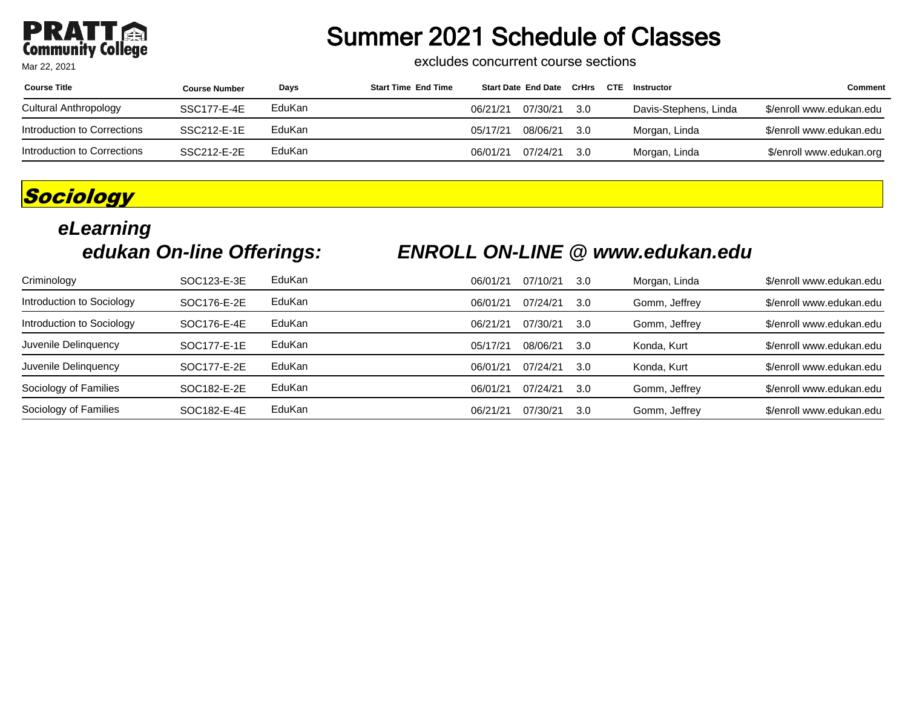# Summer 2021 Schedule of Classes

excludes concurrent course sections

Mar 22, 2021

| Course Title | Course Number | Days | Start Time | End Time | Start Date | End Date | CrHrs | CTE | Instructor | Comment |
|---|---|---|---|---|---|---|---|---|---|---|
| Cultural Anthropology | SSC177-E-4E | EduKan | | | 06/21/21 | 07/30/21 | 3.0 | | Davis-Stephens, Linda | $/enroll www.edukan.edu |
| Introduction to Corrections | SSC212-E-1E | EduKan | | | 05/17/21 | 08/06/21 | 3.0 | | Morgan, Linda | $/enroll www.edukan.edu |
| Introduction to Corrections | SSC212-E-2E | EduKan | | | 06/01/21 | 07/24/21 | 3.0 | | Morgan, Linda | $/enroll www.edukan.org |

## *Sociology*

### *eLearning*

### *edukan On-line Offerings: ENROLL ON-LINE @ www.edukan.edu*

| Course Title | Course Number | Days | Start Time | End Time | Start Date | End Date | CrHrs | CTE | Instructor | Comment |
|---|---|---|---|---|---|---|---|---|---|---|
| Criminology | SOC123-E-3E | EduKan | | | 06/01/21 | 07/10/21 | 3.0 | | Morgan, Linda | $/enroll www.edukan.edu |
| Introduction to Sociology | SOC176-E-2E | EduKan | | | 06/01/21 | 07/24/21 | 3.0 | | Gomm, Jeffrey | $/enroll www.edukan.edu |
| Introduction to Sociology | SOC176-E-4E | EduKan | | | 06/21/21 | 07/30/21 | 3.0 | | Gomm, Jeffrey | $/enroll www.edukan.edu |
| Juvenile Delinquency | SOC177-E-1E | EduKan | | | 05/17/21 | 08/06/21 | 3.0 | | Konda, Kurt | $/enroll www.edukan.edu |
| Juvenile Delinquency | SOC177-E-2E | EduKan | | | 06/01/21 | 07/24/21 | 3.0 | | Konda, Kurt | $/enroll www.edukan.edu |
| Sociology of Families | SOC182-E-2E | EduKan | | | 06/01/21 | 07/24/21 | 3.0 | | Gomm, Jeffrey | $/enroll www.edukan.edu |
| Sociology of Families | SOC182-E-4E | EduKan | | | 06/21/21 | 07/30/21 | 3.0 | | Gomm, Jeffrey | $/enroll www.edukan.edu |